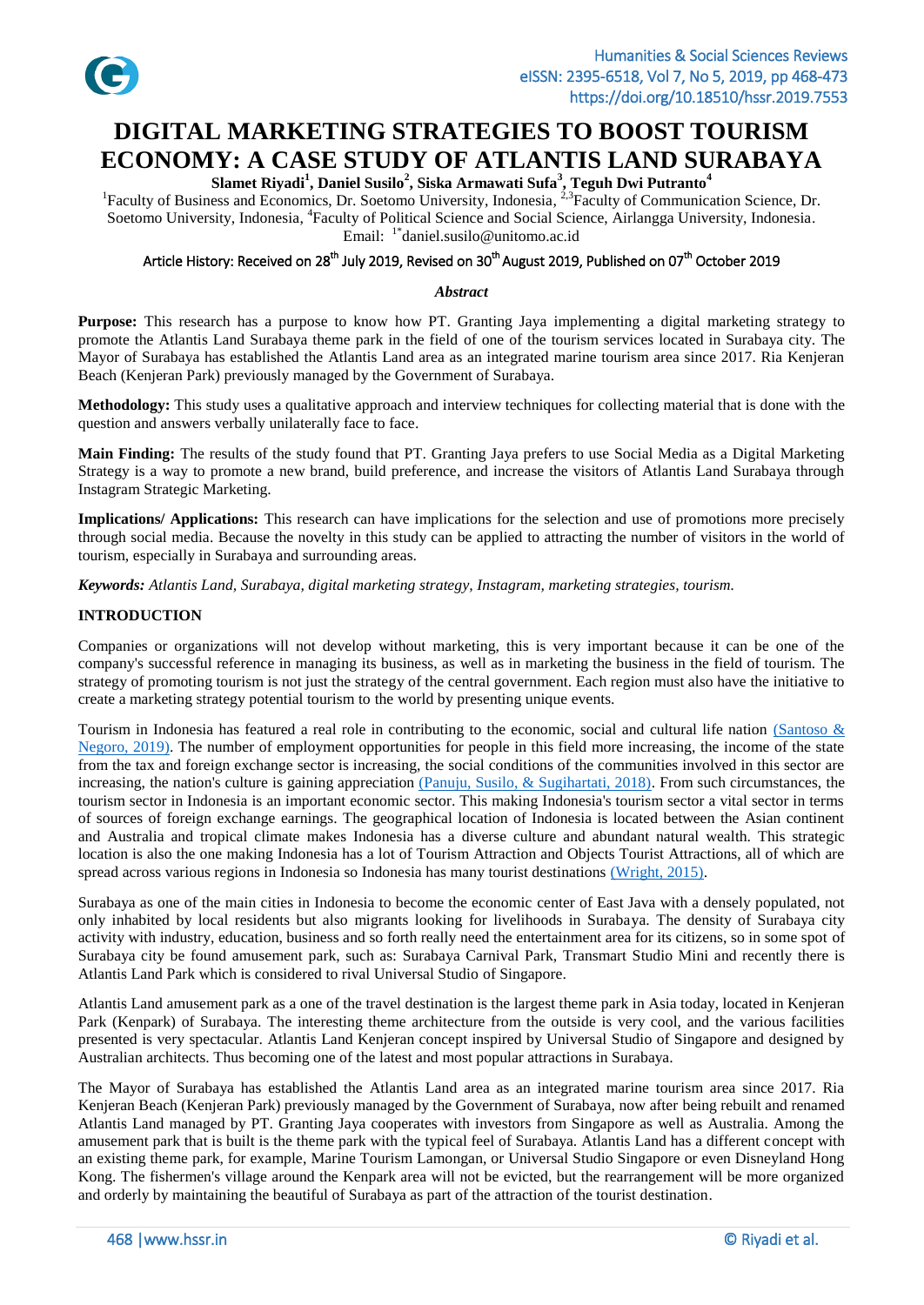# DIGITAL MARKETING STRATEGIES TO BOOST TOURISM ECONOMY: A CASE STUDY OF ATLANTIS LAND SURABAYA

**Slamet Riyadi[1], Daniel Susilo[2], Siska Armawati Sufa[3], Teguh Dwi Putranto[4]**

[1]Faculty of Business and Economics, Dr. Soetomo University, Indonesia, [2,3]Faculty of Communication Science, Dr. Soetomo University, Indonesia, [4]Faculty of Political Science and Social Science, Airlangga University, Indonesia.
Email: [1*]daniel.susilo@unitomo.ac.id

Article History: Received on 28th July 2019, Revised on 30th August 2019, Published on 07th October 2019

*Abstract*

**Purpose:** This research has a purpose to know how PT. Granting Jaya implementing a digital marketing strategy to promote the Atlantis Land Surabaya theme park in the field of one of the tourism services located in Surabaya city. The Mayor of Surabaya has established the Atlantis Land area as an integrated marine tourism area since 2017. Ria Kenjeran Beach (Kenjeran Park) previously managed by the Government of Surabaya.

**Methodology:** This study uses a qualitative approach and interview techniques for collecting material that is done with the question and answers verbally unilaterally face to face.

**Main Finding:** The results of the study found that PT. Granting Jaya prefers to use Social Media as a Digital Marketing Strategy is a way to promote a new brand, build preference, and increase the visitors of Atlantis Land Surabaya through Instagram Strategic Marketing.

**Implications/ Applications:** This research can have implications for the selection and use of promotions more precisely through social media. Because the novelty in this study can be applied to attracting the number of visitors in the world of tourism, especially in Surabaya and surrounding areas.

***Keywords:*** *Atlantis Land, Surabaya, digital marketing strategy, Instagram, marketing strategies, tourism.*

## INTRODUCTION

Companies or organizations will not develop without marketing, this is very important because it can be one of the company's successful reference in managing its business, as well as in marketing the business in the field of tourism. The strategy of promoting tourism is not just the strategy of the central government. Each region must also have the initiative to create a marketing strategy potential tourism to the world by presenting unique events.

Tourism in Indonesia has featured a real role in contributing to the economic, social and cultural life nation (Santoso & Negoro, 2019). The number of employment opportunities for people in this field more increasing, the income of the state from the tax and foreign exchange sector is increasing, the social conditions of the communities involved in this sector are increasing, the nation's culture is gaining appreciation (Panuju, Susilo, & Sugihartati, 2018). From such circumstances, the tourism sector in Indonesia is an important economic sector. This making Indonesia's tourism sector a vital sector in terms of sources of foreign exchange earnings. The geographical location of Indonesia is located between the Asian continent and Australia and tropical climate makes Indonesia has a diverse culture and abundant natural wealth. This strategic location is also the one making Indonesia has a lot of Tourism Attraction and Objects Tourist Attractions, all of which are spread across various regions in Indonesia so Indonesia has many tourist destinations (Wright, 2015).

Surabaya as one of the main cities in Indonesia to become the economic center of East Java with a densely populated, not only inhabited by local residents but also migrants looking for livelihoods in Surabaya. The density of Surabaya city activity with industry, education, business and so forth really need the entertainment area for its citizens, so in some spot of Surabaya city be found amusement park, such as: Surabaya Carnival Park, Transmart Studio Mini and recently there is Atlantis Land Park which is considered to rival Universal Studio of Singapore.

Atlantis Land amusement park as a one of the travel destination is the largest theme park in Asia today, located in Kenjeran Park (Kenpark) of Surabaya. The interesting theme architecture from the outside is very cool, and the various facilities presented is very spectacular. Atlantis Land Kenjeran concept inspired by Universal Studio of Singapore and designed by Australian architects. Thus becoming one of the latest and most popular attractions in Surabaya.

The Mayor of Surabaya has established the Atlantis Land area as an integrated marine tourism area since 2017. Ria Kenjeran Beach (Kenjeran Park) previously managed by the Government of Surabaya, now after being rebuilt and renamed Atlantis Land managed by PT. Granting Jaya cooperates with investors from Singapore as well as Australia. Among the amusement park that is built is the theme park with the typical feel of Surabaya. Atlantis Land has a different concept with an existing theme park, for example, Marine Tourism Lamongan, or Universal Studio Singapore or even Disneyland Hong Kong. The fishermen's village around the Kenpark area will not be evicted, but the rearrangement will be more organized and orderly by maintaining the beautiful of Surabaya as part of the attraction of the tourist destination.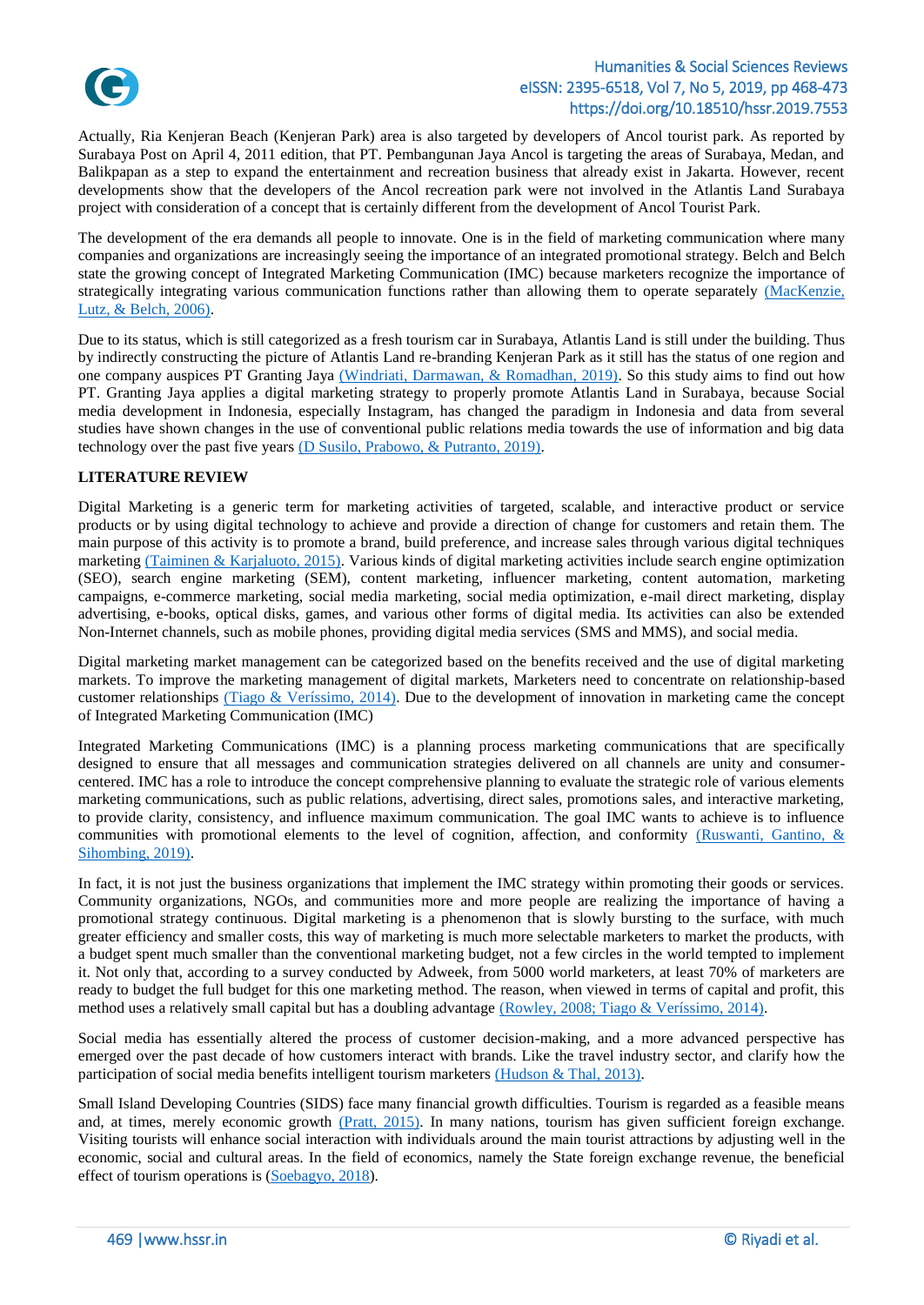Actually, Ria Kenjeran Beach (Kenjeran Park) area is also targeted by developers of Ancol tourist park. As reported by Surabaya Post on April 4, 2011 edition, that PT. Pembangunan Jaya Ancol is targeting the areas of Surabaya, Medan, and Balikpapan as a step to expand the entertainment and recreation business that already exist in Jakarta. However, recent developments show that the developers of the Ancol recreation park were not involved in the Atlantis Land Surabaya project with consideration of a concept that is certainly different from the development of Ancol Tourist Park.

The development of the era demands all people to innovate. One is in the field of marketing communication where many companies and organizations are increasingly seeing the importance of an integrated promotional strategy. Belch and Belch state the growing concept of Integrated Marketing Communication (IMC) because marketers recognize the importance of strategically integrating various communication functions rather than allowing them to operate separately (MacKenzie, Lutz, & Belch, 2006).

Due to its status, which is still categorized as a fresh tourism car in Surabaya, Atlantis Land is still under the building. Thus by indirectly constructing the picture of Atlantis Land re-branding Kenjeran Park as it still has the status of one region and one company auspices PT Granting Jaya (Windriati, Darmawan, & Romadhan, 2019). So this study aims to find out how PT. Granting Jaya applies a digital marketing strategy to properly promote Atlantis Land in Surabaya, because Social media development in Indonesia, especially Instagram, has changed the paradigm in Indonesia and data from several studies have shown changes in the use of conventional public relations media towards the use of information and big data technology over the past five years (D Susilo, Prabowo, & Putranto, 2019).

## LITERATURE REVIEW

Digital Marketing is a generic term for marketing activities of targeted, scalable, and interactive product or service products or by using digital technology to achieve and provide a direction of change for customers and retain them. The main purpose of this activity is to promote a brand, build preference, and increase sales through various digital techniques marketing (Taiminen & Karjaluoto, 2015). Various kinds of digital marketing activities include search engine optimization (SEO), search engine marketing (SEM), content marketing, influencer marketing, content automation, marketing campaigns, e-commerce marketing, social media marketing, social media optimization, e-mail direct marketing, display advertising, e-books, optical disks, games, and various other forms of digital media. Its activities can also be extended Non-Internet channels, such as mobile phones, providing digital media services (SMS and MMS), and social media.

Digital marketing market management can be categorized based on the benefits received and the use of digital marketing markets. To improve the marketing management of digital markets, Marketers need to concentrate on relationship-based customer relationships (Tiago & Veríssimo, 2014). Due to the development of innovation in marketing came the concept of Integrated Marketing Communication (IMC)

Integrated Marketing Communications (IMC) is a planning process marketing communications that are specifically designed to ensure that all messages and communication strategies delivered on all channels are unity and consumer-centered. IMC has a role to introduce the concept comprehensive planning to evaluate the strategic role of various elements marketing communications, such as public relations, advertising, direct sales, promotions sales, and interactive marketing, to provide clarity, consistency, and influence maximum communication. The goal IMC wants to achieve is to influence communities with promotional elements to the level of cognition, affection, and conformity (Ruswanti, Gantino, & Sihombing, 2019).

In fact, it is not just the business organizations that implement the IMC strategy within promoting their goods or services. Community organizations, NGOs, and communities more and more people are realizing the importance of having a promotional strategy continuous. Digital marketing is a phenomenon that is slowly bursting to the surface, with much greater efficiency and smaller costs, this way of marketing is much more selectable marketers to market the products, with a budget spent much smaller than the conventional marketing budget, not a few circles in the world tempted to implement it. Not only that, according to a survey conducted by Adweek, from 5000 world marketers, at least 70% of marketers are ready to budget the full budget for this one marketing method. The reason, when viewed in terms of capital and profit, this method uses a relatively small capital but has a doubling advantage (Rowley, 2008; Tiago & Veríssimo, 2014).

Social media has essentially altered the process of customer decision-making, and a more advanced perspective has emerged over the past decade of how customers interact with brands. Like the travel industry sector, and clarify how the participation of social media benefits intelligent tourism marketers (Hudson & Thal, 2013).

Small Island Developing Countries (SIDS) face many financial growth difficulties. Tourism is regarded as a feasible means and, at times, merely economic growth (Pratt, 2015). In many nations, tourism has given sufficient foreign exchange. Visiting tourists will enhance social interaction with individuals around the main tourist attractions by adjusting well in the economic, social and cultural areas. In the field of economics, namely the State foreign exchange revenue, the beneficial effect of tourism operations is (Soebagyo, 2018).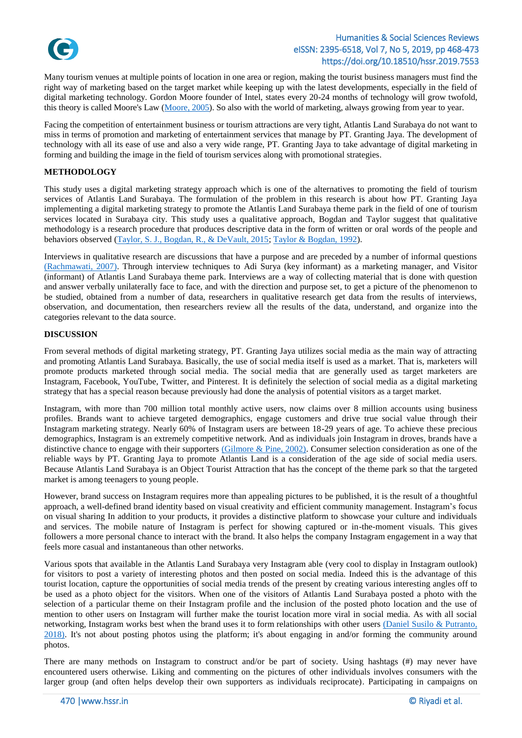Many tourism venues at multiple points of location in one area or region, making the tourist business managers must find the right way of marketing based on the target market while keeping up with the latest developments, especially in the field of digital marketing technology. Gordon Moore founder of Intel, states every 20-24 months of technology will grow twofold, this theory is called Moore's Law (Moore, 2005). So also with the world of marketing, always growing from year to year.

Facing the competition of entertainment business or tourism attractions are very tight, Atlantis Land Surabaya do not want to miss in terms of promotion and marketing of entertainment services that manage by PT. Granting Jaya. The development of technology with all its ease of use and also a very wide range, PT. Granting Jaya to take advantage of digital marketing in forming and building the image in the field of tourism services along with promotional strategies.

## METHODOLOGY

This study uses a digital marketing strategy approach which is one of the alternatives to promoting the field of tourism services of Atlantis Land Surabaya. The formulation of the problem in this research is about how PT. Granting Jaya implementing a digital marketing strategy to promote the Atlantis Land Surabaya theme park in the field of one of tourism services located in Surabaya city. This study uses a qualitative approach, Bogdan and Taylor suggest that qualitative methodology is a research procedure that produces descriptive data in the form of written or oral words of the people and behaviors observed (Taylor, S. J., Bogdan, R., & DeVault, 2015; Taylor & Bogdan, 1992).

Interviews in qualitative research are discussions that have a purpose and are preceded by a number of informal questions (Rachmawati, 2007). Through interview techniques to Adi Surya (key informant) as a marketing manager, and Visitor (informant) of Atlantis Land Surabaya theme park. Interviews are a way of collecting material that is done with question and answer verbally unilaterally face to face, and with the direction and purpose set, to get a picture of the phenomenon to be studied, obtained from a number of data, researchers in qualitative research get data from the results of interviews, observation, and documentation, then researchers review all the results of the data, understand, and organize into the categories relevant to the data source.

## DISCUSSION

From several methods of digital marketing strategy, PT. Granting Jaya utilizes social media as the main way of attracting and promoting Atlantis Land Surabaya. Basically, the use of social media itself is used as a market. That is, marketers will promote products marketed through social media. The social media that are generally used as target marketers are Instagram, Facebook, YouTube, Twitter, and Pinterest. It is definitely the selection of social media as a digital marketing strategy that has a special reason because previously had done the analysis of potential visitors as a target market.

Instagram, with more than 700 million total monthly active users, now claims over 8 million accounts using business profiles. Brands want to achieve targeted demographics, engage customers and drive true social value through their Instagram marketing strategy. Nearly 60% of Instagram users are between 18-29 years of age. To achieve these precious demographics, Instagram is an extremely competitive network. And as individuals join Instagram in droves, brands have a distinctive chance to engage with their supporters (Gilmore & Pine, 2002). Consumer selection consideration as one of the reliable ways by PT. Granting Jaya to promote Atlantis Land is a consideration of the age side of social media users. Because Atlantis Land Surabaya is an Object Tourist Attraction that has the concept of the theme park so that the targeted market is among teenagers to young people.

However, brand success on Instagram requires more than appealing pictures to be published, it is the result of a thoughtful approach, a well-defined brand identity based on visual creativity and efficient community management. Instagram's focus on visual sharing In addition to your products, it provides a distinctive platform to showcase your culture and individuals and services. The mobile nature of Instagram is perfect for showing captured or in-the-moment visuals. This gives followers a more personal chance to interact with the brand. It also helps the company Instagram engagement in a way that feels more casual and instantaneous than other networks.

Various spots that available in the Atlantis Land Surabaya very Instagram able (very cool to display in Instagram outlook) for visitors to post a variety of interesting photos and then posted on social media. Indeed this is the advantage of this tourist location, capture the opportunities of social media trends of the present by creating various interesting angles off to be used as a photo object for the visitors. When one of the visitors of Atlantis Land Surabaya posted a photo with the selection of a particular theme on their Instagram profile and the inclusion of the posted photo location and the use of mention to other users on Instagram will further make the tourist location more viral in social media. As with all social networking, Instagram works best when the brand uses it to form relationships with other users (Daniel Susilo & Putranto, 2018). It's not about posting photos using the platform; it's about engaging in and/or forming the community around photos.

There are many methods on Instagram to construct and/or be part of society. Using hashtags (#) may never have encountered users otherwise. Liking and commenting on the pictures of other individuals involves consumers with the larger group (and often helps develop their own supporters as individuals reciprocate). Participating in campaigns on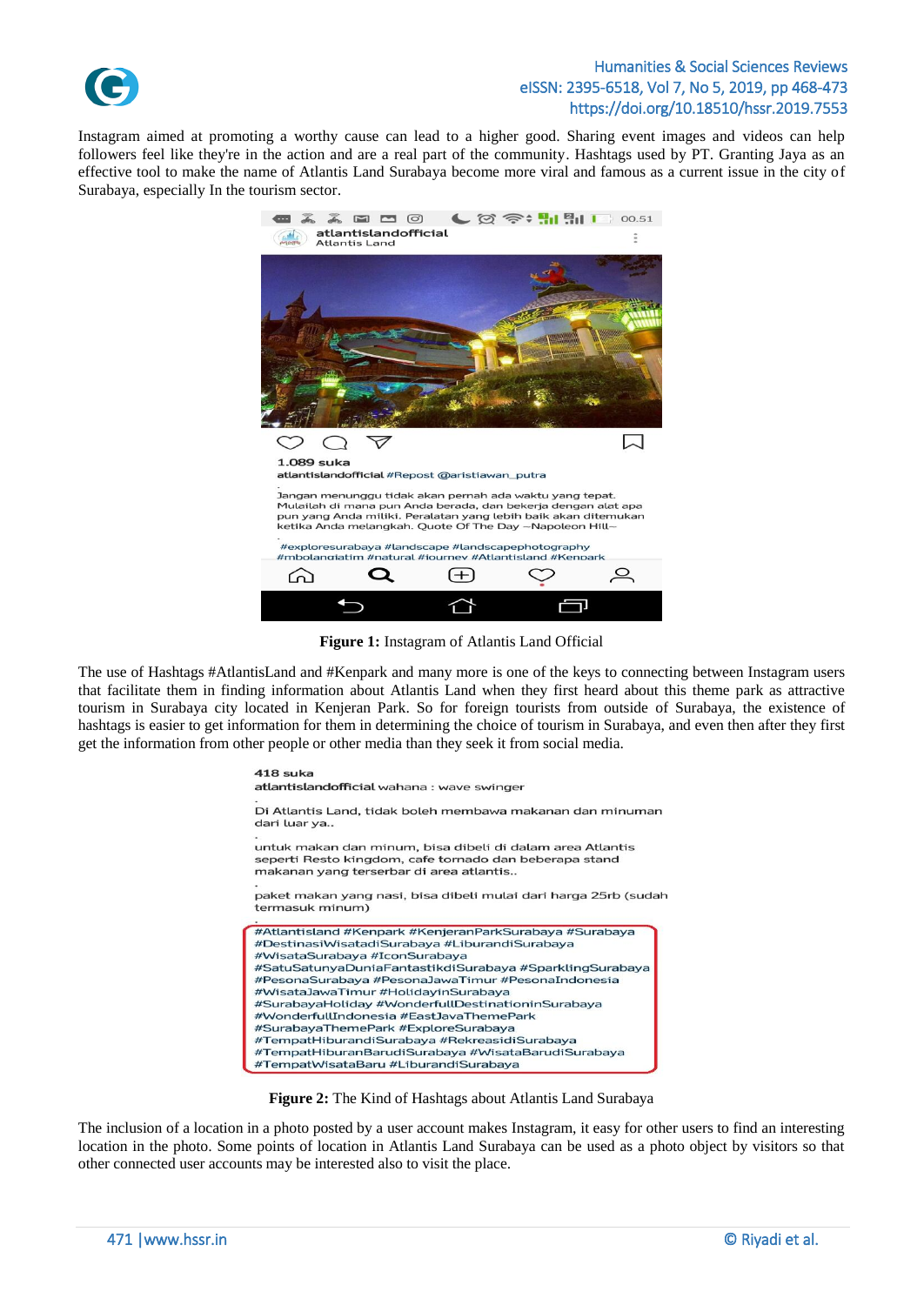Instagram aimed at promoting a worthy cause can lead to a higher good. Sharing event images and videos can help followers feel like they're in the action and are a real part of the community. Hashtags used by PT. Granting Jaya as an effective tool to make the name of Atlantis Land Surabaya become more viral and famous as a current issue in the city of Surabaya, especially In the tourism sector.

**Figure 1:** Instagram of Atlantis Land Official

The use of Hashtags #AtlantisLand and #Kenpark and many more is one of the keys to connecting between Instagram users that facilitate them in finding information about Atlantis Land when they first heard about this theme park as attractive tourism in Surabaya city located in Kenjeran Park. So for tourists from outside of Surabaya, the existence of hashtags is easier to get information for them in determining the choice of tourism in Surabaya, and even then after they first get the information from other people or other media than they seek it from social media.

**Figure 2:** The Kind of Hashtags about Atlantis Land Surabaya

The inclusion of a location in a photo posted by a user account makes Instagram, it easy for other users to find an interesting location in the photo. Some points of location in Atlantis Land Surabaya can be used as a photo object by visitors so that other connected user accounts may be interested also to visit the place.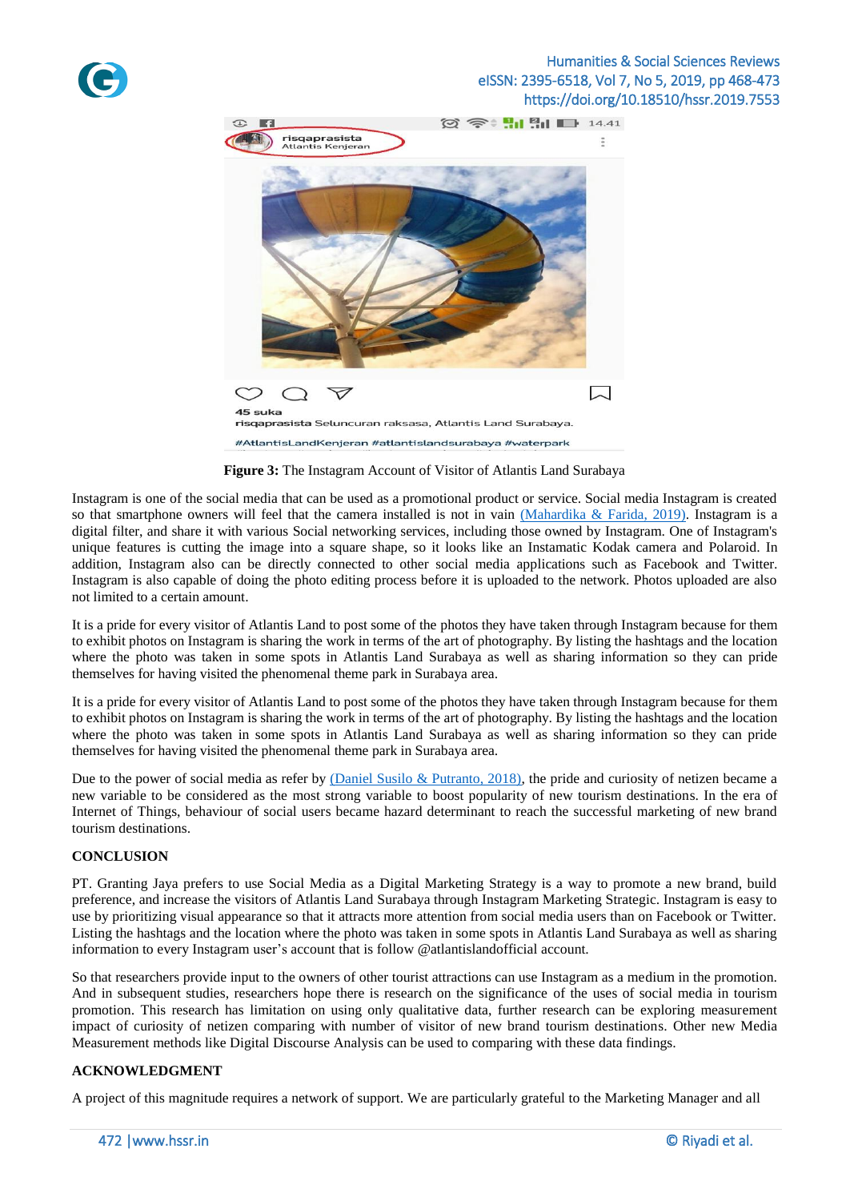**Figure 3:** The Instagram Account of Visitor of Atlantis Land Surabaya

Instagram is one of the social media that can be used as a promotional product or service. Social media Instagram is created so that smartphone owners will feel that the camera installed is not in vain (Mahardika & Farida, 2019). Instagram is a digital filter, and share it with various Social networking services, including those owned by Instagram. One of Instagram's unique features is cutting the image into a square shape, so it looks like an Instamatic Kodak camera and Polaroid. In addition, Instagram also can be directly connected to other social media applications such as Facebook and Twitter. Instagram is also capable of doing the photo editing process before it is uploaded to the network. Photos uploaded are also not limited to a certain amount.

It is a pride for every visitor of Atlantis Land to post some of the photos they have taken through Instagram because for them to exhibit photos on Instagram is sharing the work in terms of the art of photography. By listing the hashtags and the location where the photo was taken in some spots in Atlantis Land Surabaya as well as sharing information so they can pride themselves for having visited the phenomenal theme park in Surabaya area.

It is a pride for every visitor of Atlantis Land to post some of the photos they have taken through Instagram because for them to exhibit photos on Instagram is sharing the work in terms of the art of photography. By listing the hashtags and the location where the photo was taken in some spots in Atlantis Land Surabaya as well as sharing information so they can pride themselves for having visited the phenomenal theme park in Surabaya area.

Due to the power of social media as refer by (Daniel Susilo & Putranto, 2018), the pride and curiosity of netizen became a new variable to be considered as the most strong variable to boost popularity of new tourism destinations. In the era of Internet of Things, behaviour of social users became hazard determinant to reach the successful marketing of new brand tourism destinations.

## CONCLUSION

PT. Granting Jaya prefers to use Social Media as a Digital Marketing Strategy is a way to promote a new brand, build preference, and increase the visitors of Atlantis Land Surabaya through Instagram Marketing Strategic. Instagram is easy to use by prioritizing visual appearance so that it attracts more attention from social media users than on Facebook or Twitter. Listing the hashtags and the location where the photo was taken in some spots in Atlantis Land Surabaya as well as sharing information to every Instagram user's account that is follow @atlantislandofficial account.

So that researchers provide input to the owners of other tourist attractions can use Instagram as a medium in the promotion. And in subsequent studies, researchers hope there is research on the significance of the uses of social media in tourism promotion. This research has limitation on using only qualitative data, further research can be exploring measurement impact of curiosity of netizen comparing with number of visitor of new brand tourism destinations. Other new Media Measurement methods like Digital Discourse Analysis can be used to comparing with these data findings.

## ACKNOWLEDGMENT

A project of this magnitude requires a network of support. We are particularly grateful to the Marketing Manager and all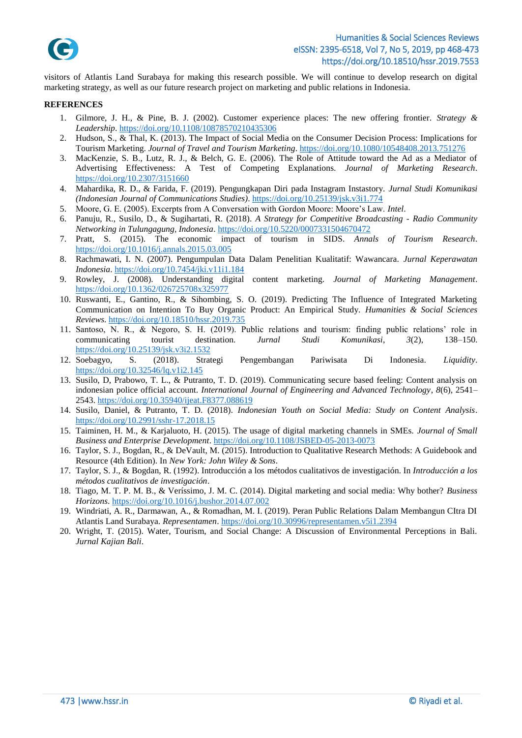visitors of Atlantis Land Surabaya for making this research possible. We will continue to develop research on digital marketing strategy, as well as our future research project on marketing and public relations in Indonesia.

**REFERENCES**

1. Gilmore, J. H., & Pine, B. J. (2002). Customer experience places: The new offering frontier. *Strategy & Leadership*. https://doi.org/10.1108/10878570210435306
2. Hudson, S., & Thal, K. (2013). The Impact of Social Media on the Consumer Decision Process: Implications for Tourism Marketing. *Journal of Travel and Tourism Marketing*. https://doi.org/10.1080/10548408.2013.751276
3. MacKenzie, S. B., Lutz, R. J., & Belch, G. E. (2006). The Role of Attitude toward the Ad as a Mediator of Advertising Effectiveness: A Test of Competing Explanations. *Journal of Marketing Research*. https://doi.org/10.2307/3151660
4. Mahardika, R. D., & Farida, F. (2019). Pengungkapan Diri pada Instagram Instastory. *Jurnal Studi Komunikasi (Indonesian Journal of Communications Studies)*. https://doi.org/10.25139/jsk.v3i1.774
5. Moore, G. E. (2005). Excerpts from A Conversation with Gordon Moore: Moore's Law. *Intel*.
6. Panuju, R., Susilo, D., & Sugihartati, R. (2018). *A Strategy for Competitive Broadcasting - Radio Community Networking in Tulungagung, Indonesia*. https://doi.org/10.5220/0007331504670472
7. Pratt, S. (2015). The economic impact of tourism in SIDS. *Annals of Tourism Research*. https://doi.org/10.1016/j.annals.2015.03.005
8. Rachmawati, I. N. (2007). Pengumpulan Data Dalam Penelitian Kualitatif: Wawancara. *Jurnal Keperawatan Indonesia*. https://doi.org/10.7454/jki.v11i1.184
9. Rowley, J. (2008). Understanding digital content marketing. *Journal of Marketing Management*. https://doi.org/10.1362/026725708x325977
10. Ruswanti, E., Gantino, R., & Sihombing, S. O. (2019). Predicting The Influence of Integrated Marketing Communication on Intention To Buy Organic Product: An Empirical Study. *Humanities & Social Sciences Reviews*. https://doi.org/10.18510/hssr.2019.735
11. Santoso, N. R., & Negoro, S. H. (2019). Public relations and tourism: finding public relations' role in communicating tourist destination. *Jurnal Studi Komunikasi*, *3*(2), 138–150. https://doi.org/10.25139/jsk.v3i2.1532
12. Soebagyo, S. (2018). Strategi Pengembangan Pariwisata Di Indonesia. *Liquidity*. https://doi.org/10.32546/lq.v1i2.145
13. Susilo, D, Prabowo, T. L., & Putranto, T. D. (2019). Communicating secure based feeling: Content analysis on indonesian police official account. *International Journal of Engineering and Advanced Technology*, *8*(6), 2541–2543. https://doi.org/10.35940/ijeat.F8377.088619
14. Susilo, Daniel, & Putranto, T. D. (2018). *Indonesian Youth on Social Media: Study on Content Analysis*. https://doi.org/10.2991/sshr-17.2018.15
15. Taiminen, H. M., & Karjaluoto, H. (2015). The usage of digital marketing channels in SMEs. *Journal of Small Business and Enterprise Development*. https://doi.org/10.1108/JSBED-05-2013-0073
16. Taylor, S. J., Bogdan, R., & DeVault, M. (2015). Introduction to Qualitative Research Methods: A Guidebook and Resource (4th Edition). In *New York: John Wiley & Sons*.
17. Taylor, S. J., & Bogdan, R. (1992). Introducción a los métodos cualitativos de investigación. In *Introducción a los métodos cualitativos de investigación*.
18. Tiago, M. T. P. M. B., & Veríssimo, J. M. C. (2014). Digital marketing and social media: Why bother? *Business Horizons*. https://doi.org/10.1016/j.bushor.2014.07.002
19. Windriati, A. R., Darmawan, A., & Romadhan, M. I. (2019). Peran Public Relations Dalam Membangun CItra DI Atlantis Land Surabaya. *Representamen*. https://doi.org/10.30996/representamen.v5i1.2394
20. Wright, T. (2015). Water, Tourism, and Social Change: A Discussion of Environmental Perceptions in Bali. *Jurnal Kajian Bali*.